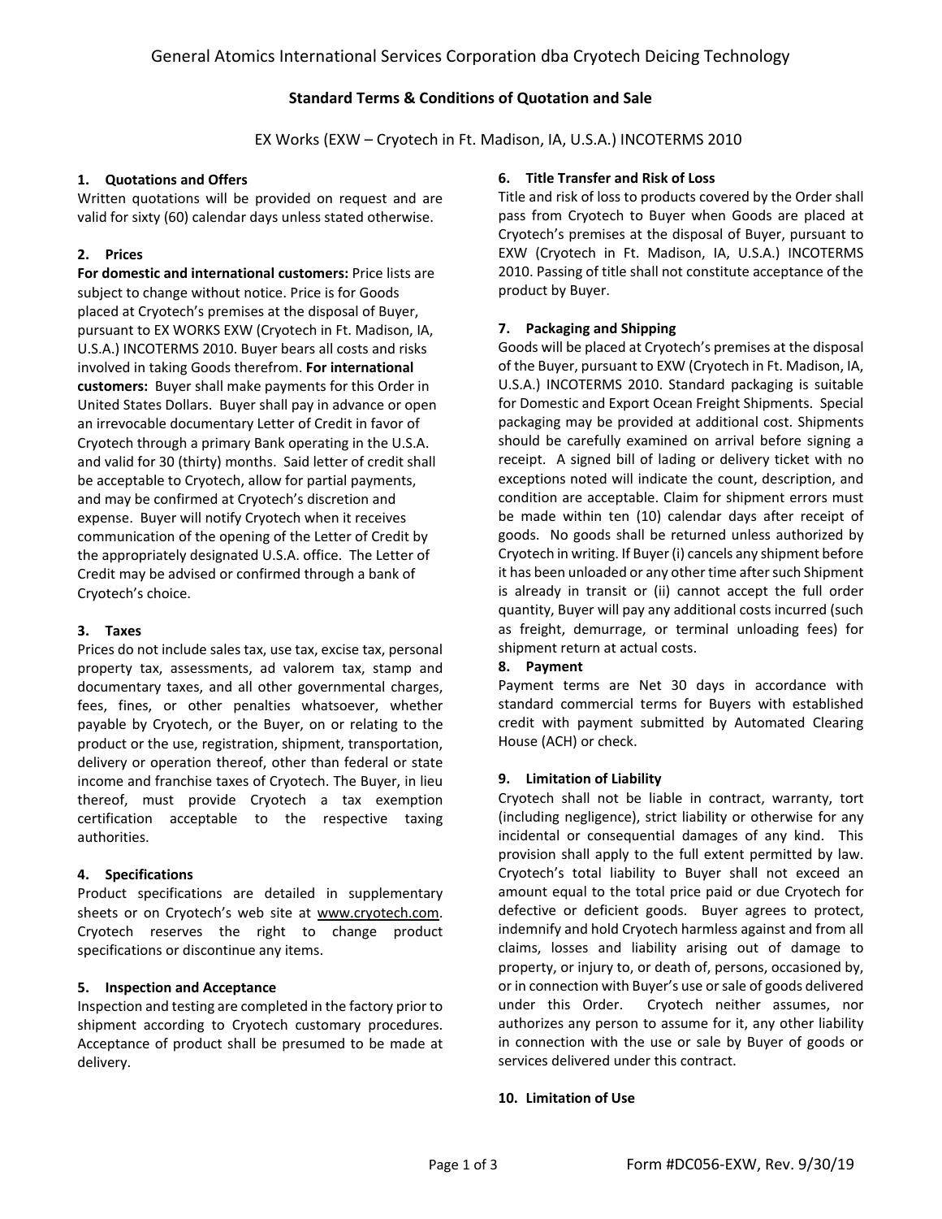# General Atomics International Services Corporation dba Cryotech Deicing Technology

## Standard Terms & Conditions of Quotation and Sale

EX Works (EXW – Cryotech in Ft. Madison, IA, U.S.A.) INCOTERMS 2010

### 1. Quotations and Offers

Written quotations will be provided on request and are valid for sixty (60) calendar days unless stated otherwise.

### 2. Prices

**For domestic and international customers:** Price lists are subject to change without notice. Price is for Goods placed at Cryotech's premises at the disposal of Buyer, pursuant to EX WORKS EXW (Cryotech in Ft. Madison, IA, U.S.A.) INCOTERMS 2010. Buyer bears all costs and risks involved in taking Goods therefrom. **For international customers:** Buyer shall make payments for this Order in United States Dollars. Buyer shall pay in advance or open an irrevocable documentary Letter of Credit in favor of Cryotech through a primary Bank operating in the U.S.A. and valid for 30 (thirty) months. Said letter of credit shall be acceptable to Cryotech, allow for partial payments, and may be confirmed at Cryotech's discretion and expense. Buyer will notify Cryotech when it receives communication of the opening of the Letter of Credit by the appropriately designated U.S.A. office. The Letter of Credit may be advised or confirmed through a bank of Cryotech's choice.

### 3. Taxes

Prices do not include sales tax, use tax, excise tax, personal property tax, assessments, ad valorem tax, stamp and documentary taxes, and all other governmental charges, fees, fines, or other penalties whatsoever, whether payable by Cryotech, or the Buyer, on or relating to the product or the use, registration, shipment, transportation, delivery or operation thereof, other than federal or state income and franchise taxes of Cryotech. The Buyer, in lieu thereof, must provide Cryotech a tax exemption certification acceptable to the respective taxing authorities.

### 4. Specifications

Product specifications are detailed in supplementary sheets or on Cryotech's web site at www.cryotech.com. Cryotech reserves the right to change product specifications or discontinue any items.

### 5. Inspection and Acceptance

Inspection and testing are completed in the factory prior to shipment according to Cryotech customary procedures. Acceptance of product shall be presumed to be made at delivery.

### 6. Title Transfer and Risk of Loss

Title and risk of loss to products covered by the Order shall pass from Cryotech to Buyer when Goods are placed at Cryotech's premises at the disposal of Buyer, pursuant to EXW (Cryotech in Ft. Madison, IA, U.S.A.) INCOTERMS 2010. Passing of title shall not constitute acceptance of the product by Buyer.

### 7. Packaging and Shipping

Goods will be placed at Cryotech's premises at the disposal of the Buyer, pursuant to EXW (Cryotech in Ft. Madison, IA, U.S.A.) INCOTERMS 2010. Standard packaging is suitable for Domestic and Export Ocean Freight Shipments. Special packaging may be provided at additional cost. Shipments should be carefully examined on arrival before signing a receipt. A signed bill of lading or delivery ticket with no exceptions noted will indicate the count, description, and condition are acceptable. Claim for shipment errors must be made within ten (10) calendar days after receipt of goods. No goods shall be returned unless authorized by Cryotech in writing. If Buyer (i) cancels any shipment before it has been unloaded or any other time after such Shipment is already in transit or (ii) cannot accept the full order quantity, Buyer will pay any additional costs incurred (such as freight, demurrage, or terminal unloading fees) for shipment return at actual costs.

### 8. Payment

Payment terms are Net 30 days in accordance with standard commercial terms for Buyers with established credit with payment submitted by Automated Clearing House (ACH) or check.

### 9. Limitation of Liability

Cryotech shall not be liable in contract, warranty, tort (including negligence), strict liability or otherwise for any incidental or consequential damages of any kind. This provision shall apply to the full extent permitted by law. Cryotech's total liability to Buyer shall not exceed an amount equal to the total price paid or due Cryotech for defective or deficient goods. Buyer agrees to protect, indemnify and hold Cryotech harmless against and from all claims, losses and liability arising out of damage to property, or injury to, or death of, persons, occasioned by, or in connection with Buyer's use or sale of goods delivered under this Order. Cryotech neither assumes, nor authorizes any person to assume for it, any other liability in connection with the use or sale by Buyer of goods or services delivered under this contract.

### 10. Limitation of Use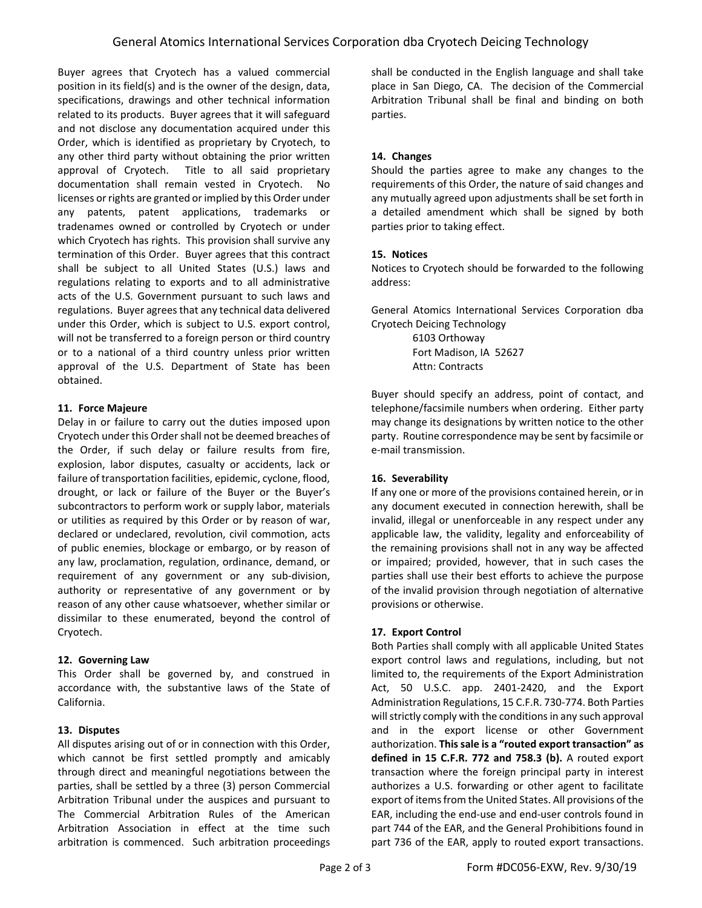Buyer agrees that Cryotech has a valued commercial position in its field(s) and is the owner of the design, data, specifications, drawings and other technical information related to its products. Buyer agrees that it will safeguard and not disclose any documentation acquired under this Order, which is identified as proprietary by Cryotech, to any other third party without obtaining the prior written approval of Cryotech. Title to all said proprietary documentation shall remain vested in Cryotech. No licenses or rights are granted or implied by this Order under any patents, patent applications, trademarks or tradenames owned or controlled by Cryotech or under which Cryotech has rights. This provision shall survive any termination of this Order. Buyer agrees that this contract shall be subject to all United States (U.S.) laws and regulations relating to exports and to all administrative acts of the U.S. Government pursuant to such laws and regulations. Buyer agrees that any technical data delivered under this Order, which is subject to U.S. export control, will not be transferred to a foreign person or third country or to a national of a third country unless prior written approval of the U.S. Department of State has been obtained.

**11. Force Majeure**

Delay in or failure to carry out the duties imposed upon Cryotech under this Order shall not be deemed breaches of the Order, if such delay or failure results from fire, explosion, labor disputes, casualty or accidents, lack or failure of transportation facilities, epidemic, cyclone, flood, drought, or lack or failure of the Buyer or the Buyer's subcontractors to perform work or supply labor, materials or utilities as required by this Order or by reason of war, declared or undeclared, revolution, civil commotion, acts of public enemies, blockage or embargo, or by reason of any law, proclamation, regulation, ordinance, demand, or requirement of any government or any sub-division, authority or representative of any government or by reason of any other cause whatsoever, whether similar or dissimilar to these enumerated, beyond the control of Cryotech.

**12. Governing Law**

This Order shall be governed by, and construed in accordance with, the substantive laws of the State of California.

**13. Disputes**

All disputes arising out of or in connection with this Order, which cannot be first settled promptly and amicably through direct and meaningful negotiations between the parties, shall be settled by a three (3) person Commercial Arbitration Tribunal under the auspices and pursuant to The Commercial Arbitration Rules of the American Arbitration Association in effect at the time such arbitration is commenced. Such arbitration proceedings shall be conducted in the English language and shall take place in San Diego, CA. The decision of the Commercial Arbitration Tribunal shall be final and binding on both parties.

**14. Changes**

Should the parties agree to make any changes to the requirements of this Order, the nature of said changes and any mutually agreed upon adjustments shall be set forth in a detailed amendment which shall be signed by both parties prior to taking effect.

**15. Notices**

Notices to Cryotech should be forwarded to the following address:

General Atomics International Services Corporation dba Cryotech Deicing Technology
6103 Orthoway
Fort Madison, IA 52627
Attn: Contracts

Buyer should specify an address, point of contact, and telephone/facsimile numbers when ordering. Either party may change its designations by written notice to the other party. Routine correspondence may be sent by facsimile or e-mail transmission.

**16. Severability**

If any one or more of the provisions contained herein, or in any document executed in connection herewith, shall be invalid, illegal or unenforceable in any respect under any applicable law, the validity, legality and enforceability of the remaining provisions shall not in any way be affected or impaired; provided, however, that in such cases the parties shall use their best efforts to achieve the purpose of the invalid provision through negotiation of alternative provisions or otherwise.

**17. Export Control**

Both Parties shall comply with all applicable United States export control laws and regulations, including, but not limited to, the requirements of the Export Administration Act, 50 U.S.C. app. 2401-2420, and the Export Administration Regulations, 15 C.F.R. 730-774. Both Parties will strictly comply with the conditions in any such approval and in the export license or other Government authorization. **This sale is a "routed export transaction" as defined in 15 C.F.R. 772 and 758.3 (b).** A routed export transaction where the foreign principal party in interest authorizes a U.S. forwarding or other agent to facilitate export of items from the United States. All provisions of the EAR, including the end-use and end-user controls found in part 744 of the EAR, and the General Prohibitions found in part 736 of the EAR, apply to routed export transactions.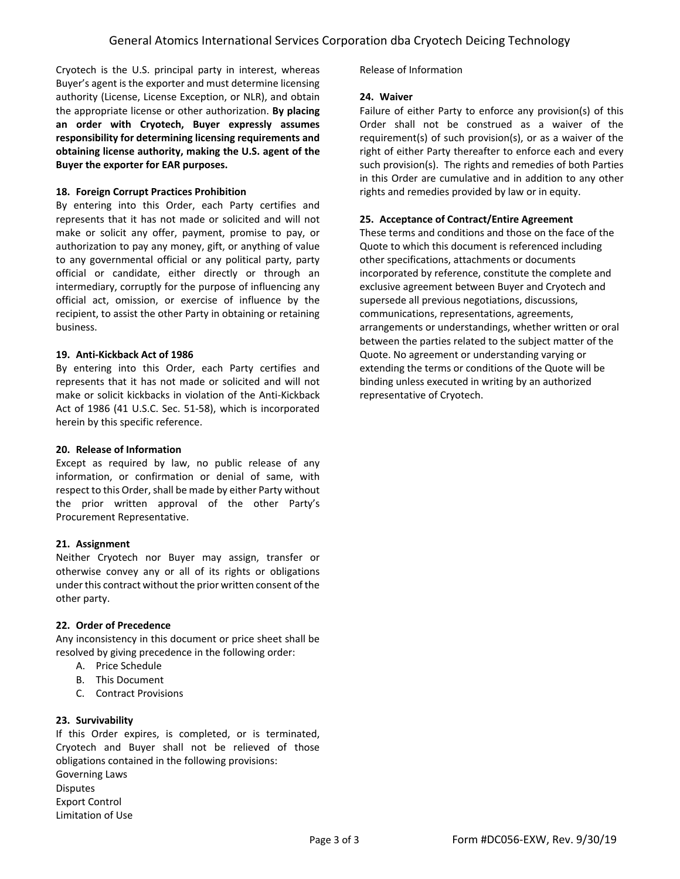Cryotech is the U.S. principal party in interest, whereas Buyer's agent is the exporter and must determine licensing authority (License, License Exception, or NLR), and obtain the appropriate license or other authorization. **By placing an order with Cryotech, Buyer expressly assumes responsibility for determining licensing requirements and obtaining license authority, making the U.S. agent of the Buyer the exporter for EAR purposes.**

**18. Foreign Corrupt Practices Prohibition**

By entering into this Order, each Party certifies and represents that it has not made or solicited and will not make or solicit any offer, payment, promise to pay, or authorization to pay any money, gift, or anything of value to any governmental official or any political party, party official or candidate, either directly or through an intermediary, corruptly for the purpose of influencing any official act, omission, or exercise of influence by the recipient, to assist the other Party in obtaining or retaining business.

**19. Anti-Kickback Act of 1986**

By entering into this Order, each Party certifies and represents that it has not made or solicited and will not make or solicit kickbacks in violation of the Anti-Kickback Act of 1986 (41 U.S.C. Sec. 51-58), which is incorporated herein by this specific reference.

**20. Release of Information**

Except as required by law, no public release of any information, or confirmation or denial of same, with respect to this Order, shall be made by either Party without the prior written approval of the other Party's Procurement Representative.

**21. Assignment**

Neither Cryotech nor Buyer may assign, transfer or otherwise convey any or all of its rights or obligations under this contract without the prior written consent of the other party.

**22. Order of Precedence**

Any inconsistency in this document or price sheet shall be resolved by giving precedence in the following order:

A. Price Schedule
B. This Document
C. Contract Provisions

**23. Survivability**

If this Order expires, is completed, or is terminated, Cryotech and Buyer shall not be relieved of those obligations contained in the following provisions:

Governing Laws
Disputes
Export Control
Limitation of Use
Release of Information

**24. Waiver**

Failure of either Party to enforce any provision(s) of this Order shall not be construed as a waiver of the requirement(s) of such provision(s), or as a waiver of the right of either Party thereafter to enforce each and every such provision(s). The rights and remedies of both Parties in this Order are cumulative and in addition to any other rights and remedies provided by law or in equity.

**25. Acceptance of Contract/Entire Agreement**

These terms and conditions and those on the face of the Quote to which this document is referenced including other specifications, attachments or documents incorporated by reference, constitute the complete and exclusive agreement between Buyer and Cryotech and supersede all previous negotiations, discussions, communications, representations, agreements, arrangements or understandings, whether written or oral between the parties related to the subject matter of the Quote. No agreement or understanding varying or extending the terms or conditions of the Quote will be binding unless executed in writing by an authorized representative of Cryotech.